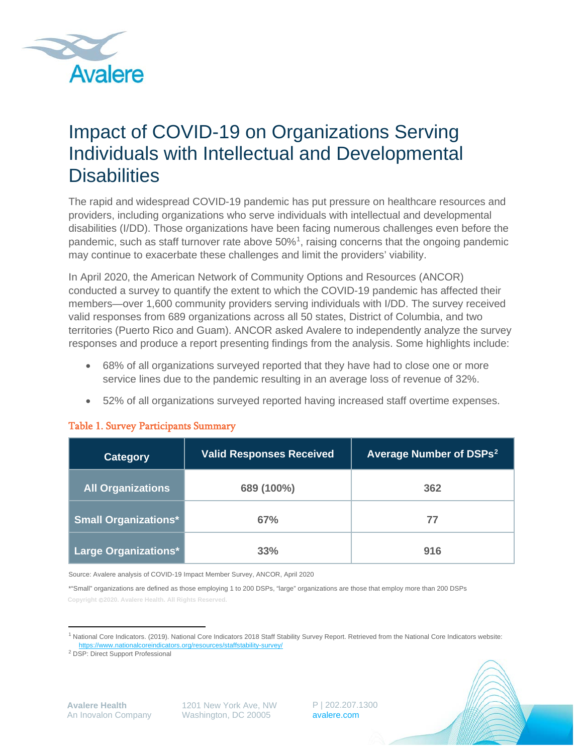# Impact of COVID-19 on Organizations Serving Individuals with Intellectual and Developmental Disabilities

The rapid and widespread COVID-19 pandemic has put pressure on healthcare resources and providers, including organizations who serve individuals with intellectual and developmental disabilities (I/DD). Those organizations have been facing numerous challenges even before the pandemic, such as staff turnover rate above 50%[1], raising concerns that the ongoing pandemic may continue to exacerbate these challenges and limit the providers' viability.

In April 2020, the American Network of Community Options and Resources (ANCOR) conducted a survey to quantify the extent to which the COVID-19 pandemic has affected their members—over 1,600 community providers serving individuals with I/DD. The survey received valid responses from 689 organizations across all 50 states, District of Columbia, and two territories (Puerto Rico and Guam). ANCOR asked Avalere to independently analyze the survey responses and produce a report presenting findings from the analysis. Some highlights include:

- 68% of all organizations surveyed reported that they have had to close one or more service lines due to the pandemic resulting in an average loss of revenue of 32%.
- 52% of all organizations surveyed reported having increased staff overtime expenses.

**Table 1. Survey Participants Summary**

| Category | Valid Responses Received | Average Number of DSPs[2] |
|---|---|---|
| All Organizations | 689 (100%) | 362 |
| Small Organizations* | 67% | 77 |
| Large Organizations* | 33% | 916 |

Source: Avalere analysis of COVID-19 Impact Member Survey, ANCOR, April 2020

*"Small" organizations are defined as those employing 1 to 200 DSPs, "large" organizations are those that employ more than 200 DSPs

Copyright ©2020. Avalere Health. All Rights Reserved.

[1] National Core Indicators. (2019). National Core Indicators 2018 Staff Stability Survey Report. Retrieved from the National Core Indicators website: https://www.nationalcoreindicators.org/resources/staffstability-survey/

[2] DSP: Direct Support Professional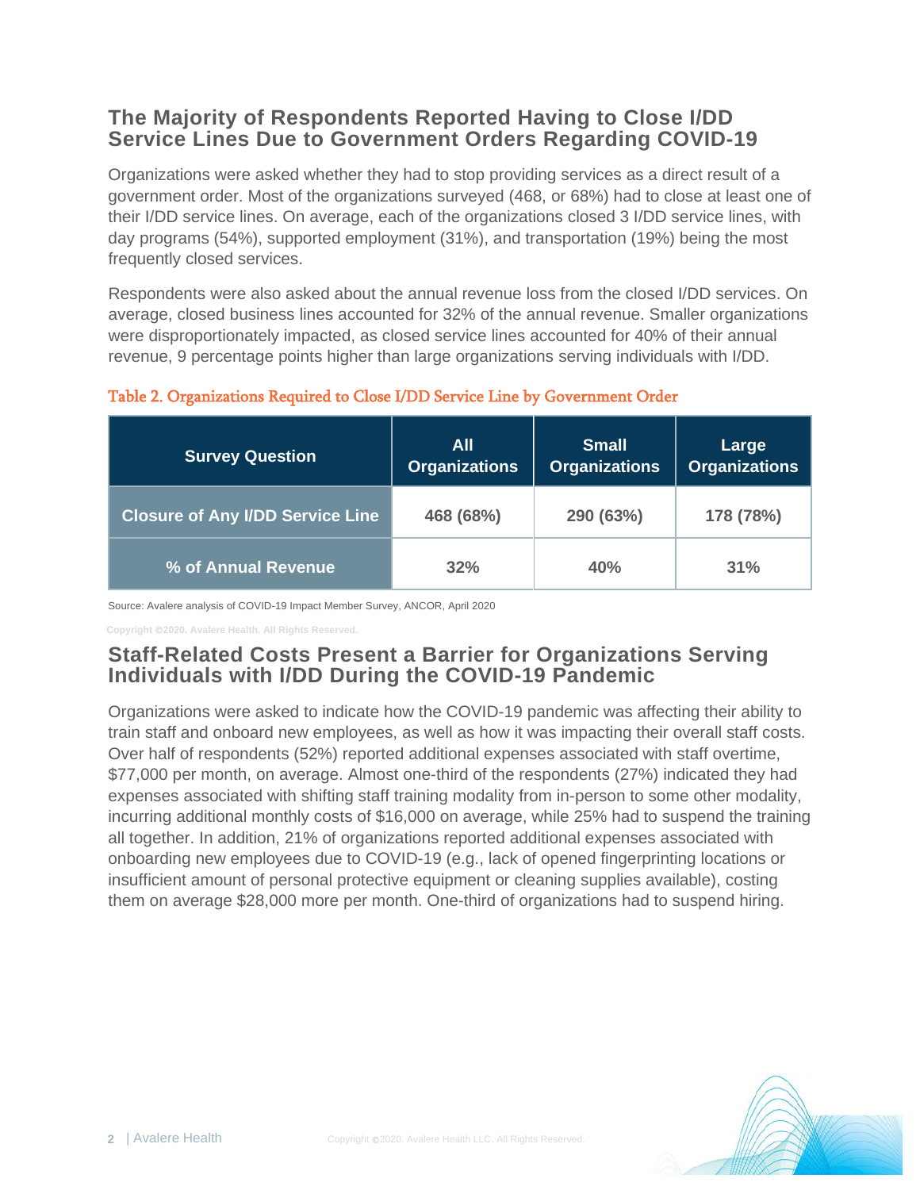## The Majority of Respondents Reported Having to Close I/DD Service Lines Due to Government Orders Regarding COVID-19

Organizations were asked whether they had to stop providing services as a direct result of a government order. Most of the organizations surveyed (468, or 68%) had to close at least one of their I/DD service lines. On average, each of the organizations closed 3 I/DD service lines, with day programs (54%), supported employment (31%), and transportation (19%) being the most frequently closed services.

Respondents were also asked about the annual revenue loss from the closed I/DD services. On average, closed business lines accounted for 32% of the annual revenue. Smaller organizations were disproportionately impacted, as closed service lines accounted for 40% of their annual revenue, 9 percentage points higher than large organizations serving individuals with I/DD.

Table 2. Organizations Required to Close I/DD Service Line by Government Order

| Survey Question | All Organizations | Small Organizations | Large Organizations |
|---|---|---|---|
| Closure of Any I/DD Service Line | 468 (68%) | 290 (63%) | 178 (78%) |
| % of Annual Revenue | 32% | 40% | 31% |

Source: Avalere analysis of COVID-19 Impact Member Survey, ANCOR, April 2020

Copyright ©2020. Avalere Health. All Rights Reserved.

## Staff-Related Costs Present a Barrier for Organizations Serving Individuals with I/DD During the COVID-19 Pandemic

Organizations were asked to indicate how the COVID-19 pandemic was affecting their ability to train staff and onboard new employees, as well as how it was impacting their overall staff costs. Over half of respondents (52%) reported additional expenses associated with staff overtime, $77,000 per month, on average. Almost one-third of the respondents (27%) indicated they had expenses associated with shifting staff training modality from in-person to some other modality, incurring additional monthly costs of $16,000 on average, while 25% had to suspend the training all together. In addition, 21% of organizations reported additional expenses associated with onboarding new employees due to COVID-19 (e.g., lack of opened fingerprinting locations or insufficient amount of personal protective equipment or cleaning supplies available), costing them on average $28,000 more per month. One-third of organizations had to suspend hiring.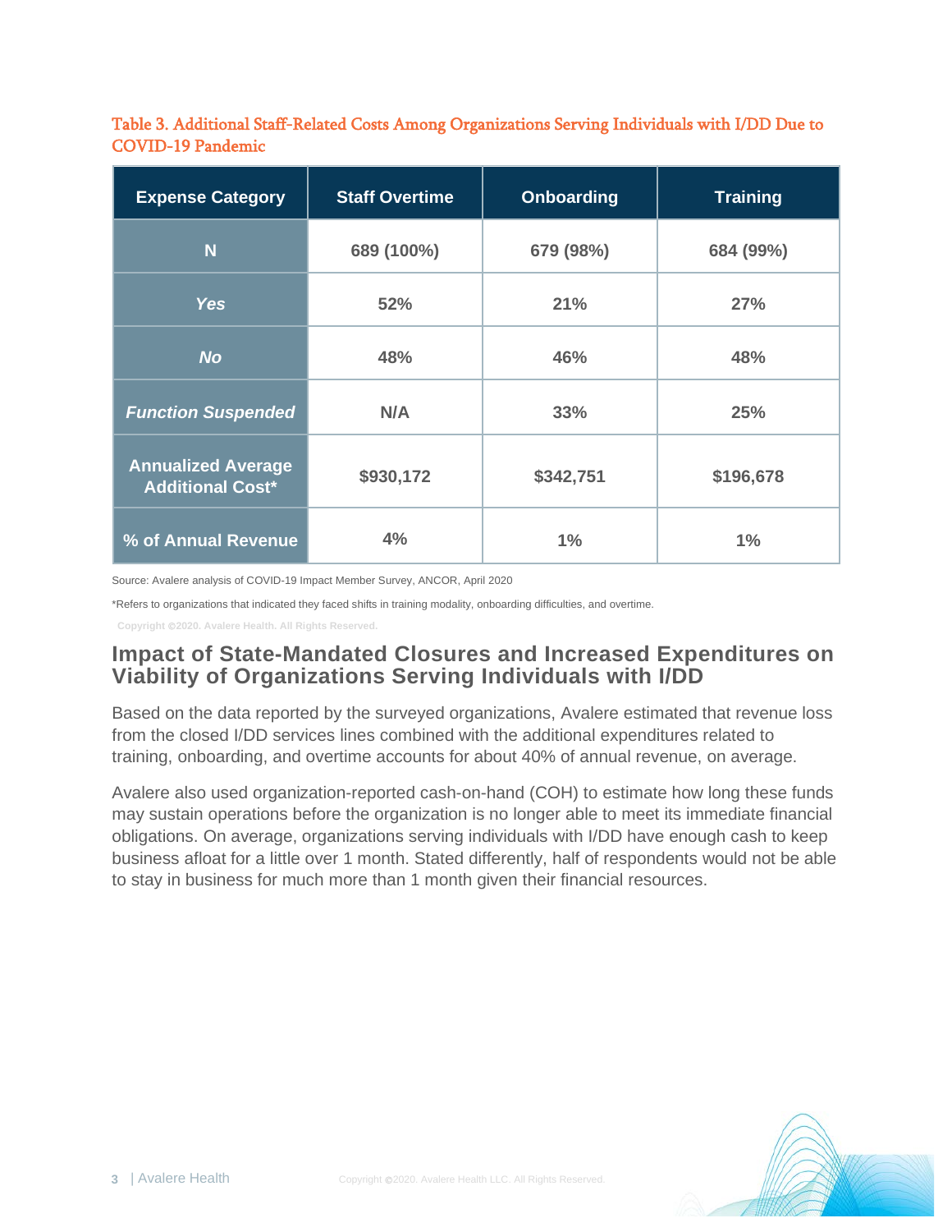Table 3. Additional Staff-Related Costs Among Organizations Serving Individuals with I/DD Due to COVID-19 Pandemic

| Expense Category | Staff Overtime | Onboarding | Training |
|---|---|---|---|
| N | 689 (100%) | 679 (98%) | 684 (99%) |
| *Yes* | 52% | 21% | 27% |
| *No* | 48% | 46% | 48% |
| *Function Suspended* | N/A | 33% | 25% |
| Annualized Average Additional Cost* | $930,172 | $342,751 | $196,678 |
| % of Annual Revenue | 4% | 1% | 1% |

Source: Avalere analysis of COVID-19 Impact Member Survey, ANCOR, April 2020

*Refers to organizations that indicated they faced shifts in training modality, onboarding difficulties, and overtime.

## Impact of State-Mandated Closures and Increased Expenditures on Viability of Organizations Serving Individuals with I/DD

Based on the data reported by the surveyed organizations, Avalere estimated that revenue loss from the closed I/DD services lines combined with the additional expenditures related to training, onboarding, and overtime accounts for about 40% of annual revenue, on average.

Avalere also used organization-reported cash-on-hand (COH) to estimate how long these funds may sustain operations before the organization is no longer able to meet its immediate financial obligations. On average, organizations serving individuals with I/DD have enough cash to keep business afloat for a little over 1 month. Stated differently, half of respondents would not be able to stay in business for much more than 1 month given their financial resources.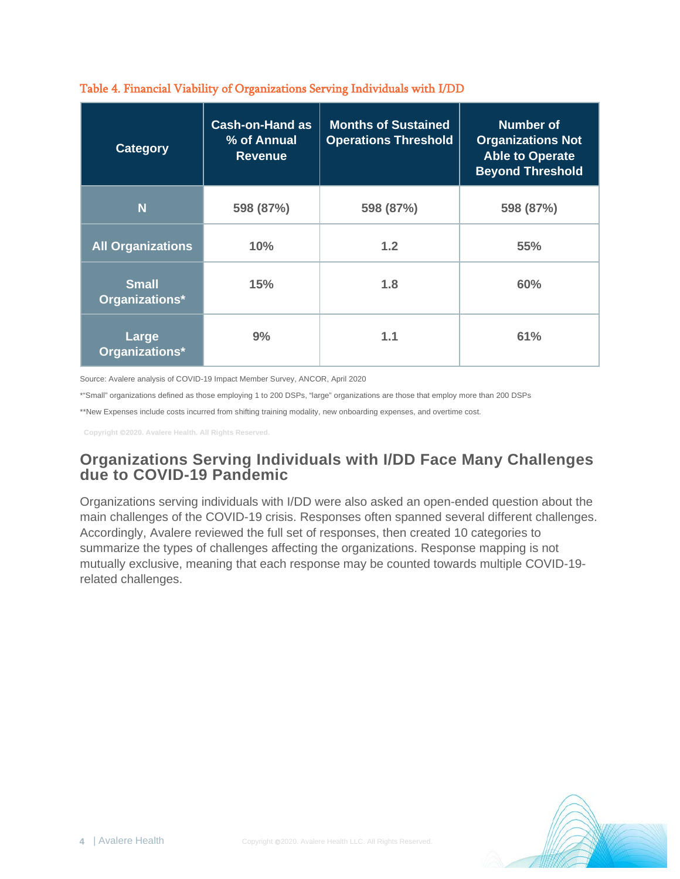Table 4. Financial Viability of Organizations Serving Individuals with I/DD

| Category | Cash-on-Hand as % of Annual Revenue | Months of Sustained Operations Threshold | Number of Organizations Not Able to Operate Beyond Threshold |
|---|---|---|---|
| N | 598 (87%) | 598 (87%) | 598 (87%) |
| All Organizations | 10% | 1.2 | 55% |
| Small Organizations* | 15% | 1.8 | 60% |
| Large Organizations* | 9% | 1.1 | 61% |

Source: Avalere analysis of COVID-19 Impact Member Survey, ANCOR, April 2020

*"Small" organizations defined as those employing 1 to 200 DSPs, "large" organizations are those that employ more than 200 DSPs

**New Expenses include costs incurred from shifting training modality, new onboarding expenses, and overtime cost.

Copyright ©2020. Avalere Health. All Rights Reserved.

## Organizations Serving Individuals with I/DD Face Many Challenges due to COVID-19 Pandemic

Organizations serving individuals with I/DD were also asked an open-ended question about the main challenges of the COVID-19 crisis. Responses often spanned several different challenges. Accordingly, Avalere reviewed the full set of responses, then created 10 categories to summarize the types of challenges affecting the organizations. Response mapping is not mutually exclusive, meaning that each response may be counted towards multiple COVID-19-related challenges.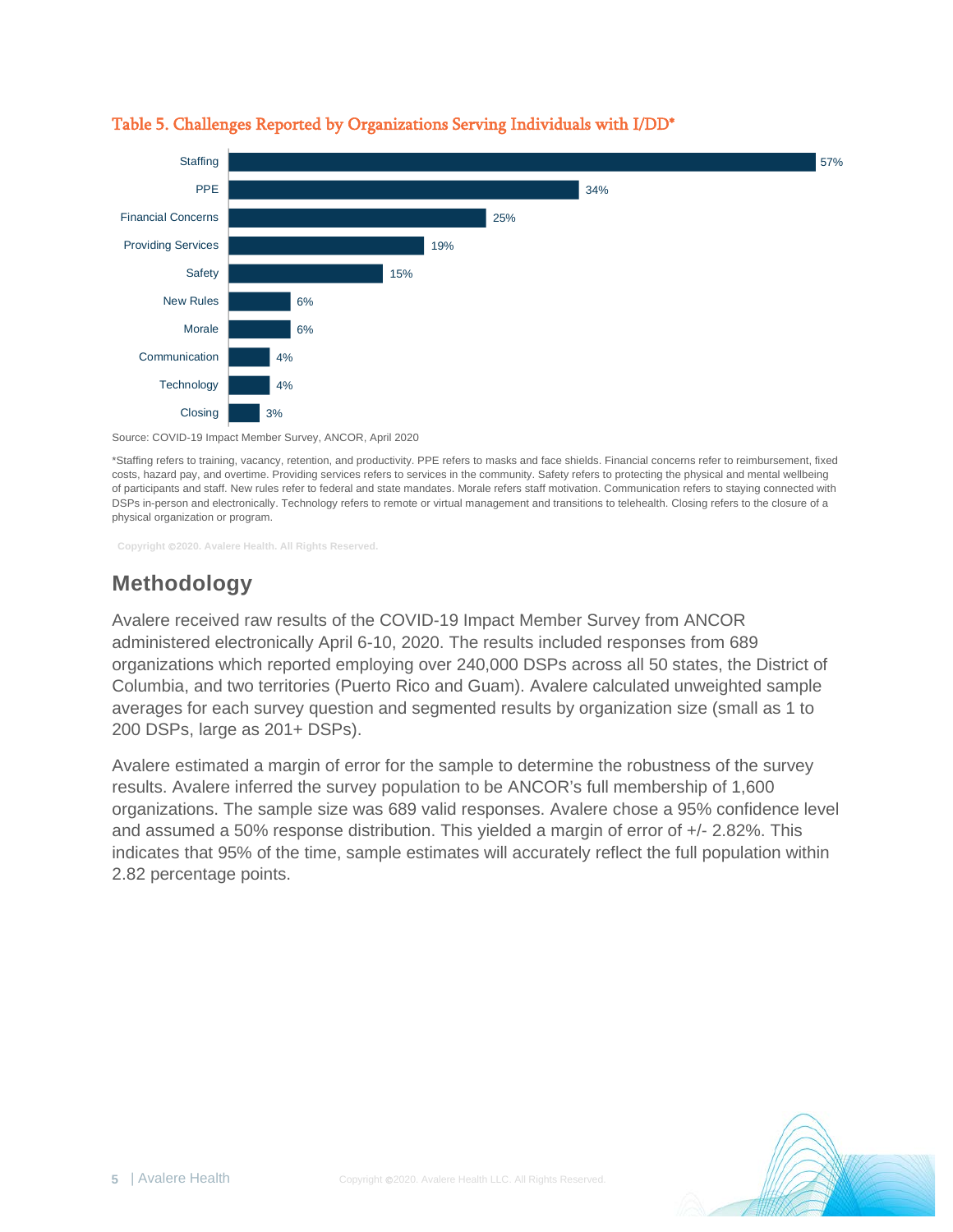### Table 5. Challenges Reported by Organizations Serving Individuals with I/DD*

Staffing 57%
PPE 34%
Financial Concerns 25%
Providing Services 19%
Safety 15%
New Rules 6%
Morale 6%
Communication 4%
Technology 4%
Closing 3%

Source: COVID-19 Impact Member Survey, ANCOR, April 2020

*Staffing refers to training, vacancy, retention, and productivity. PPE refers to masks and face shields. Financial concerns refer to reimbursement, fixed costs, hazard pay, and overtime. Providing services refers to services in the community. Safety refers to protecting the physical and mental wellbeing of participants and staff. New rules refer to federal and state mandates. Morale refers staff motivation. Communication refers to staying connected with DSPs in-person and electronically. Technology refers to remote or virtual management and transitions to telehealth. Closing refers to the closure of a physical organization or program.

Copyright ©2020. Avalere Health. All Rights Reserved.

## Methodology

Avalere received raw results of the COVID-19 Impact Member Survey from ANCOR administered electronically April 6-10, 2020. The results included responses from 689 organizations which reported employing over 240,000 DSPs across all 50 states, the District of Columbia, and two territories (Puerto Rico and Guam). Avalere calculated unweighted sample averages for each survey question and segmented results by organization size (small as 1 to 200 DSPs, large as 201+ DSPs).

Avalere estimated a margin of error for the sample to determine the robustness of the survey results. Avalere inferred the survey population to be ANCOR's full membership of 1,600 organizations. The sample size was 689 valid responses. Avalere chose a 95% confidence level and assumed a 50% response distribution. This yielded a margin of error of +/- 2.82%. This indicates that 95% of the time, sample estimates will accurately reflect the full population within 2.82 percentage points.